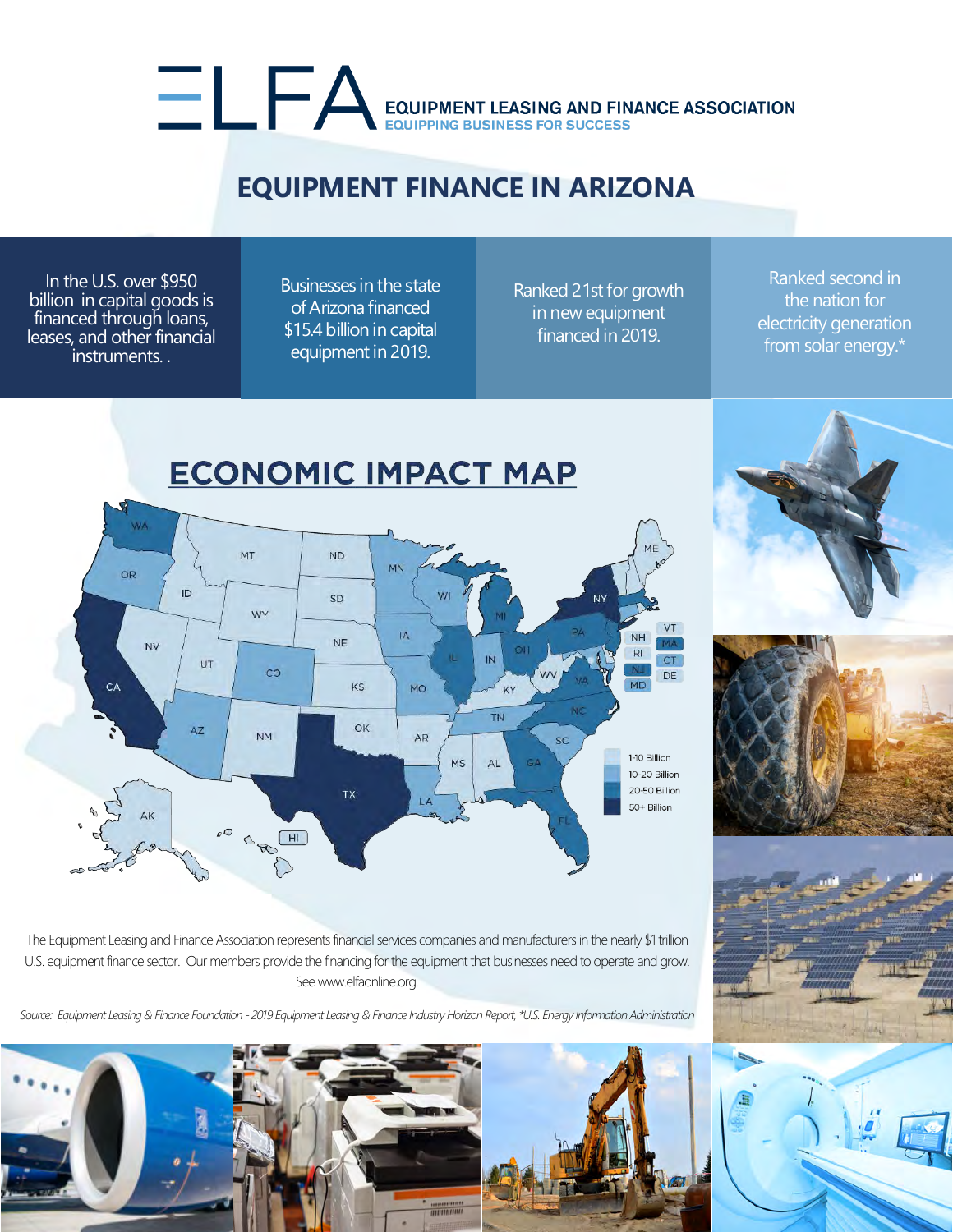# ELFA

**EQUIPMENT LEASING AND FINANCE ASSOCIATION**
**EQUIPPING BUSINESS FOR SUCCESS**

## EQUIPMENT FINANCE IN ARIZONA

In the U.S. over $950 billion in capital goods is financed through loans, leases, and other financial instruments. .

Businesses in the state of Arizona financed $15.4 billion in capital equipment in 2019.

Ranked 21st for growth in new equipment financed in 2019.

Ranked second in the nation for electricity generation from solar energy.*

## ECONOMIC IMPACT MAP

1-10 Billion
10-20 Billion
20-50 Billion
50+ Billion

The Equipment Leasing and Finance Association represents financial services companies and manufacturers in the nearly $1 trillion U.S. equipment finance sector. Our members provide the financing for the equipment that businesses need to operate and grow. See www.elfaonline.org.

*Source: Equipment Leasing & Finance Foundation - 2019 Equipment Leasing & Finance Industry Horizon Report, *U.S. Energy Information Administration*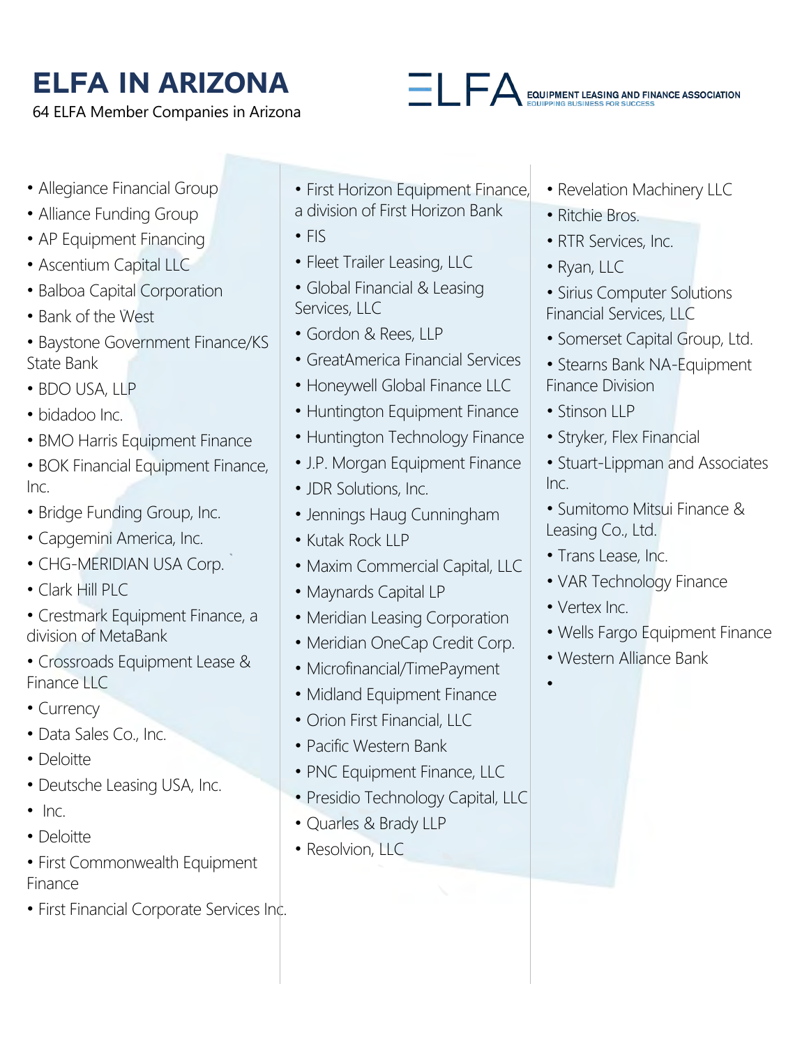# ELFA IN ARIZONA

64 ELFA Member Companies in Arizona

EQUIPMENT LEASING AND FINANCE ASSOCIATION
EQUIPPING BUSINESS FOR SUCCESS

- Allegiance Financial Group
- Alliance Funding Group
- AP Equipment Financing
- Ascentium Capital LLC
- Balboa Capital Corporation
- Bank of the West
- Baystone Government Finance/KS State Bank
- BDO USA, LLP
- bidadoo Inc.
- BMO Harris Equipment Finance
- BOK Financial Equipment Finance, Inc.
- Bridge Funding Group, Inc.
- Capgemini America, Inc.
- CHG-MERIDIAN USA Corp.
- Clark Hill PLC
- Crestmark Equipment Finance, a division of MetaBank
- Crossroads Equipment Lease & Finance LLC
- Currency
- Data Sales Co., Inc.
- Deloitte
- Deutsche Leasing USA, Inc.
- Inc.
- Deloitte
- First Commonwealth Equipment Finance
- First Financial Corporate Services Inc.
- First Horizon Equipment Finance, a division of First Horizon Bank
- FIS
- Fleet Trailer Leasing, LLC
- Global Financial & Leasing Services, LLC
- Gordon & Rees, LLP
- GreatAmerica Financial Services
- Honeywell Global Finance LLC
- Huntington Equipment Finance
- Huntington Technology Finance
- J.P. Morgan Equipment Finance
- JDR Solutions, Inc.
- Jennings Haug Cunningham
- Kutak Rock LLP
- Maxim Commercial Capital, LLC
- Maynards Capital LP
- Meridian Leasing Corporation
- Meridian OneCap Credit Corp.
- Microfinancial/TimePayment
- Midland Equipment Finance
- Orion First Financial, LLC
- Pacific Western Bank
- PNC Equipment Finance, LLC
- Presidio Technology Capital, LLC
- Quarles & Brady LLP
- Resolvion, LLC
- Revelation Machinery LLC
- Ritchie Bros.
- RTR Services, Inc.
- Ryan, LLC
- Sirius Computer Solutions Financial Services, LLC
- Somerset Capital Group, Ltd.
- Stearns Bank NA-Equipment Finance Division
- Stinson LLP
- Stryker, Flex Financial
- Stuart-Lippman and Associates Inc.
- Sumitomo Mitsui Finance & Leasing Co., Ltd.
- Trans Lease, Inc.
- VAR Technology Finance
- Vertex Inc.
- Wells Fargo Equipment Finance
- Western Alliance Bank